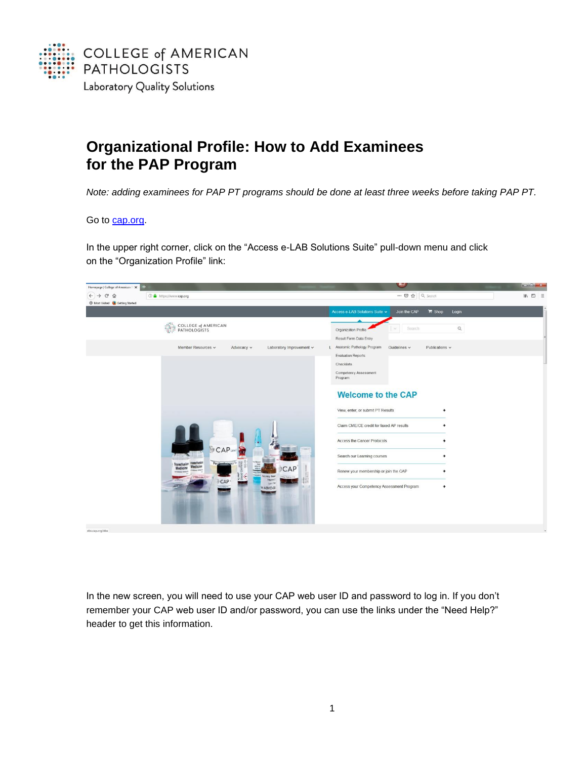COLLEGE of AMERICAN PATHOLOGISTS
Laboratory Quality Solutions

# Organizational Profile: How to Add Examinees for the PAP Program

*Note: adding examinees for PAP PT programs should be done at least three weeks before taking PAP PT.*

Go to [cap.org](cap.org).

In the upper right corner, click on the "Access e-LAB Solutions Suite" pull-down menu and click on the "Organization Profile" link:

In the new screen, you will need to use your CAP web user ID and password to log in. If you don't remember your CAP web user ID and/or password, you can use the links under the "Need Help?" header to get this information.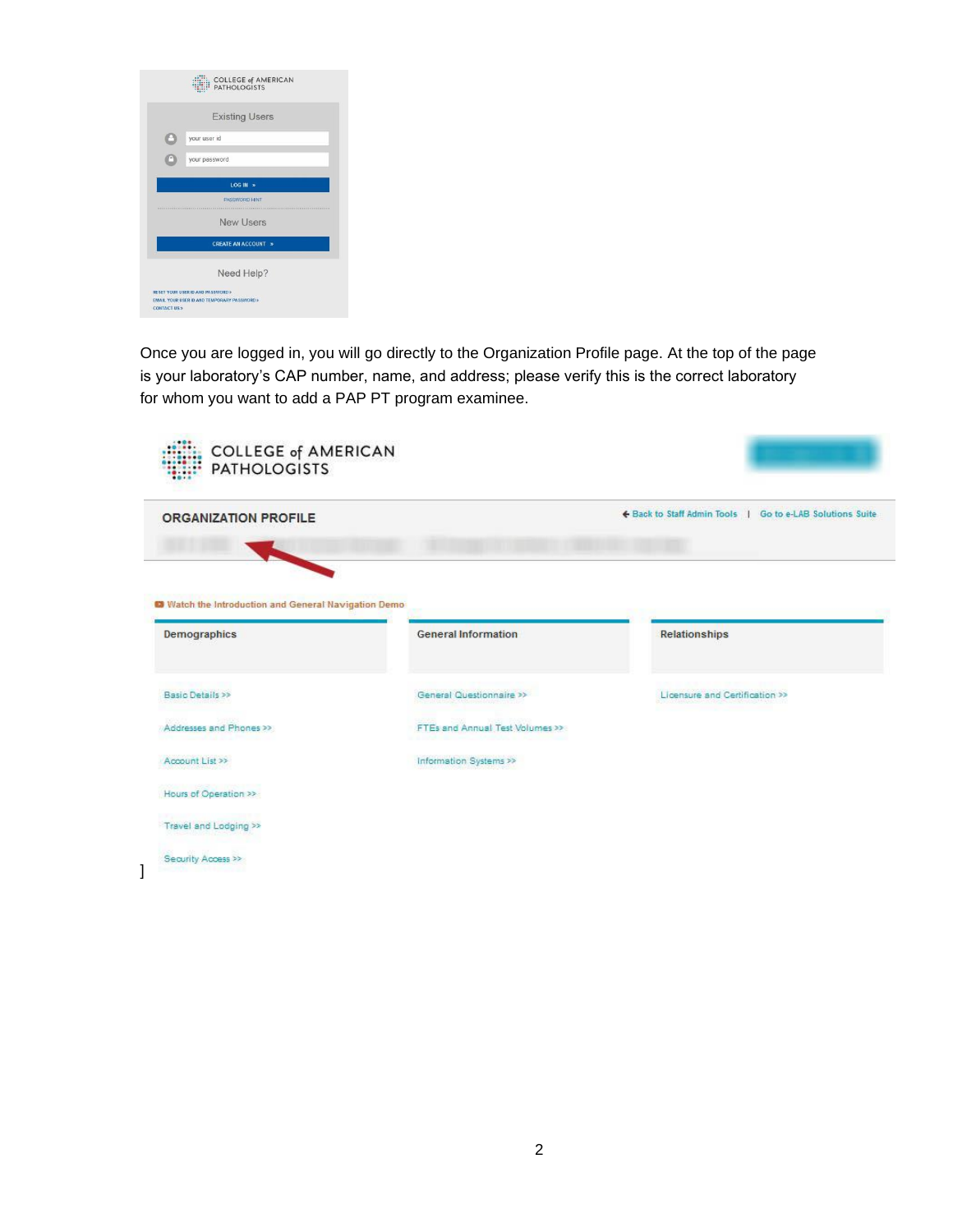COLLEGE of AMERICAN PATHOLOGISTS

Existing Users

your user id

your password

LOG IN »

PASSWORD HINT

New Users

CREATE AN ACCOUNT »

Need Help?

RESET YOUR USER ID AND PASSWORD »
EMAIL YOUR USER ID AND TEMPORARY PASSWORD »
CONTACT US »

Once you are logged in, you will go directly to the Organization Profile page. At the top of the page is your laboratory's CAP number, name, and address; please verify this is the correct laboratory for whom you want to add a PAP PT program examinee.

COLLEGE of AMERICAN PATHOLOGISTS

ORGANIZATION PROFILE

← Back to Staff Admin Tools | Go to e-LAB Solutions Suite

Watch the Introduction and General Navigation Demo

| Demographics | General Information | Relationships |
| --- | --- | --- |
| Basic Details >> | General Questionnaire >> | Licensure and Certification >> |
| Addresses and Phones >> | FTEs and Annual Test Volumes >> | |
| Account List >> | Information Systems >> | |
| Hours of Operation >> | | |
| Travel and Lodging >> | | |
| Security Access >> | | |

]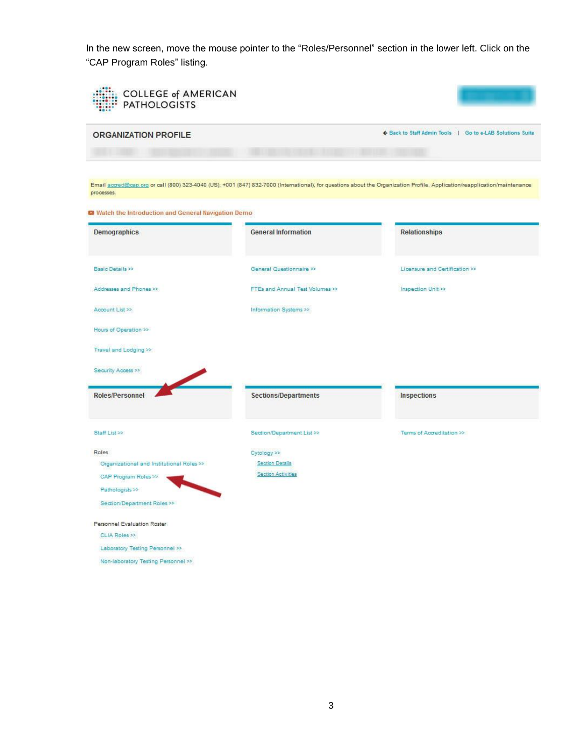In the new screen, move the mouse pointer to the "Roles/Personnel" section in the lower left. Click on the "CAP Program Roles" listing.

COLLEGE of AMERICAN PATHOLOGISTS

ORGANIZATION PROFILE

Back to Staff Admin Tools | Go to e-LAB Solutions Suite

Email accred@cap.org or call (800) 323-4040 (US); +001 (847) 832-7000 (International), for questions about the Organization Profile, Application/reapplication/maintenance processes.

Watch the Introduction and General Navigation Demo

**Demographics**

- Basic Details >>
- Addresses and Phones >>
- Account List >>
- Hours of Operation >>
- Travel and Lodging >>
- Security Access >>

**General Information**

- General Questionnaire >>
- FTEs and Annual Test Volumes >>
- Information Systems >>

**Relationships**

- Licensure and Certification >>
- Inspection Unit >>

**Roles/Personnel**

- Staff List >>
- Roles
  - Organizational and Institutional Roles >>
  - CAP Program Roles >>
  - Pathologists >>
  - Section/Department Roles >>
- Personnel Evaluation Roster
  - CLIA Roles >>
  - Laboratory Testing Personnel >>
  - Non-laboratory Testing Personnel >>

**Sections/Departments**

- Section/Department List >>
- Cytology >>
  - Section Details
  - Section Activities

**Inspections**

- Terms of Accreditation >>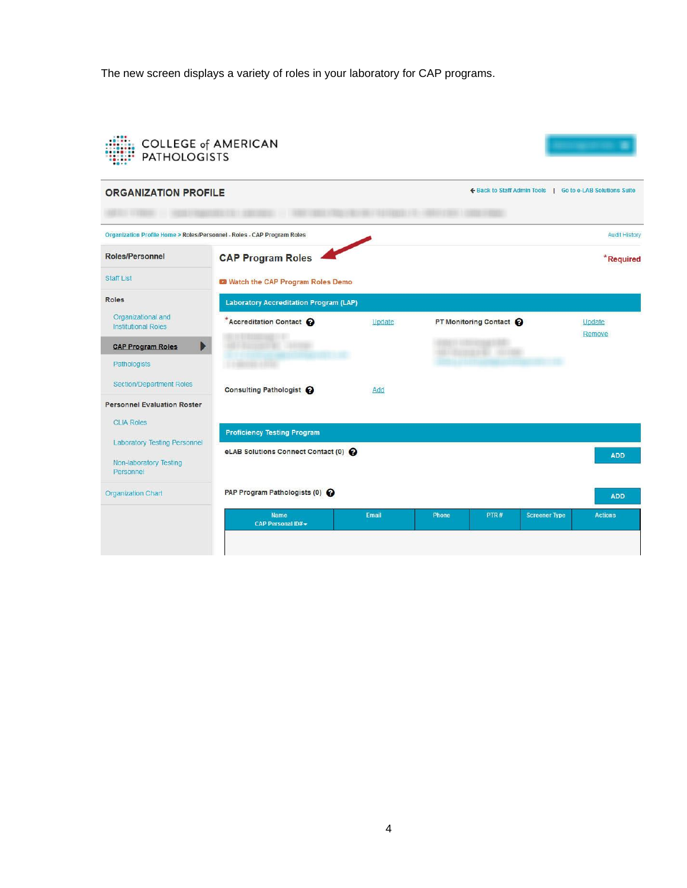The new screen displays a variety of roles in your laboratory for CAP programs.

COLLEGE of AMERICAN PATHOLOGISTS

## ORGANIZATION PROFILE

Back to Staff Admin Tools | Go to e-LAB Solutions Suite

Organization Profile Home > Roles/Personnel - Roles - CAP Program Roles

Audit History

**Roles/Personnel**

- Staff List
- Roles
  - Organizational and Institutional Roles
  - CAP Program Roles
  - Pathologists
  - Section/Department Roles
- Personnel Evaluation Roster
  - CLIA Roles
  - Laboratory Testing Personnel
  - Non-laboratory Testing Personnel
- Organization Chart

### CAP Program Roles

*Required

Watch the CAP Program Roles Demo

**Laboratory Accreditation Program (LAP)**

*Accreditation Contact — Update

PT Monitoring Contact — Update, Remove

Consulting Pathologist — Add

**Proficiency Testing Program**

eLAB Solutions Connect Contact (0) — ADD

PAP Program Pathologists (0) — ADD

| Name CAP Personal ID# | Email | Phone | PTR # | Screener Type | Actions |
|---|---|---|---|---|---|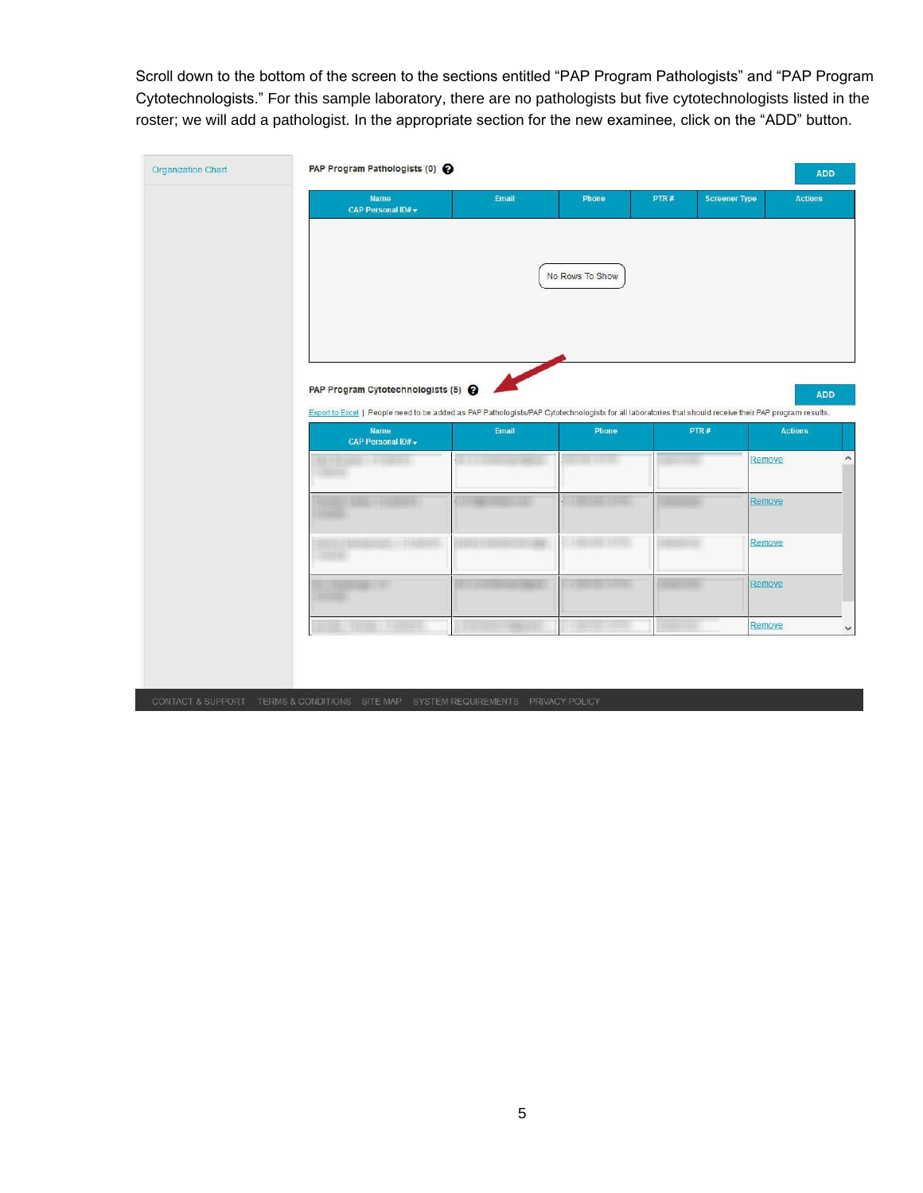Scroll down to the bottom of the screen to the sections entitled “PAP Program Pathologists” and “PAP Program Cytotechnologists.” For this sample laboratory, there are no pathologists but five cytotechnologists listed in the roster; we will add a pathologist. In the appropriate section for the new examinee, click on the “ADD” button.

Organization Chart

**PAP Program Pathologists (0)**

ADD

| Name CAP Personal ID# | Email | Phone | PTR # | Screener Type | Actions |
|---|---|---|---|---|---|
| No Rows To Show | | | | | |

**PAP Program Cytotechnologists (5)**

ADD

Export to Excel | People need to be added as PAP Pathologists/PAP Cytotechnologists for all laboratories that should receive their PAP program results.

| Name CAP Personal ID# | Email | Phone | PTR # | Actions |
|---|---|---|---|---|
| | | | | Remove |
| | | | | Remove |
| | | | | Remove |
| | | | | Remove |
| | | | | Remove |

CONTACT & SUPPORT TERMS & CONDITIONS SITE MAP SYSTEM REQUIREMENTS PRIVACY POLICY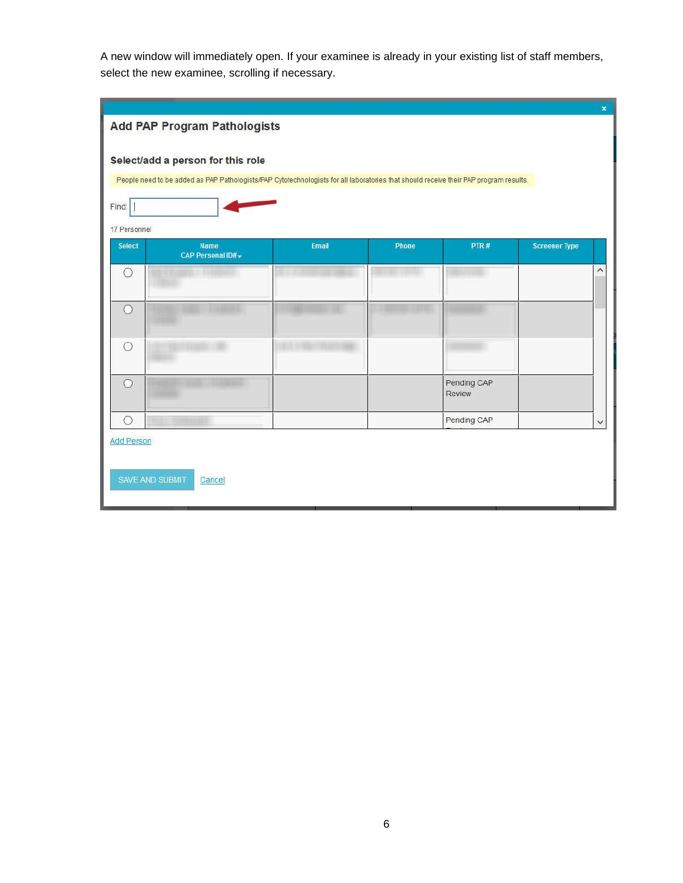A new window will immediately open. If your examinee is already in your existing list of staff members, select the new examinee, scrolling if necessary.

## Add PAP Program Pathologists

### Select/add a person for this role

People need to be added as PAP Pathologists/PAP Cytotechnologists for all laboratories that should receive their PAP program results.

Find:

17 Personnel

| Select | Name CAP Personal ID# | Email | Phone | PTR # | Screener Type |
|---|---|---|---|---|---|
| ○ | | | | | |
| ○ | | | | | |
| ○ | | | | | |
| ○ | | | | Pending CAP Review | |
| ○ | | | | Pending CAP | |

Add Person

SAVE AND SUBMIT   Cancel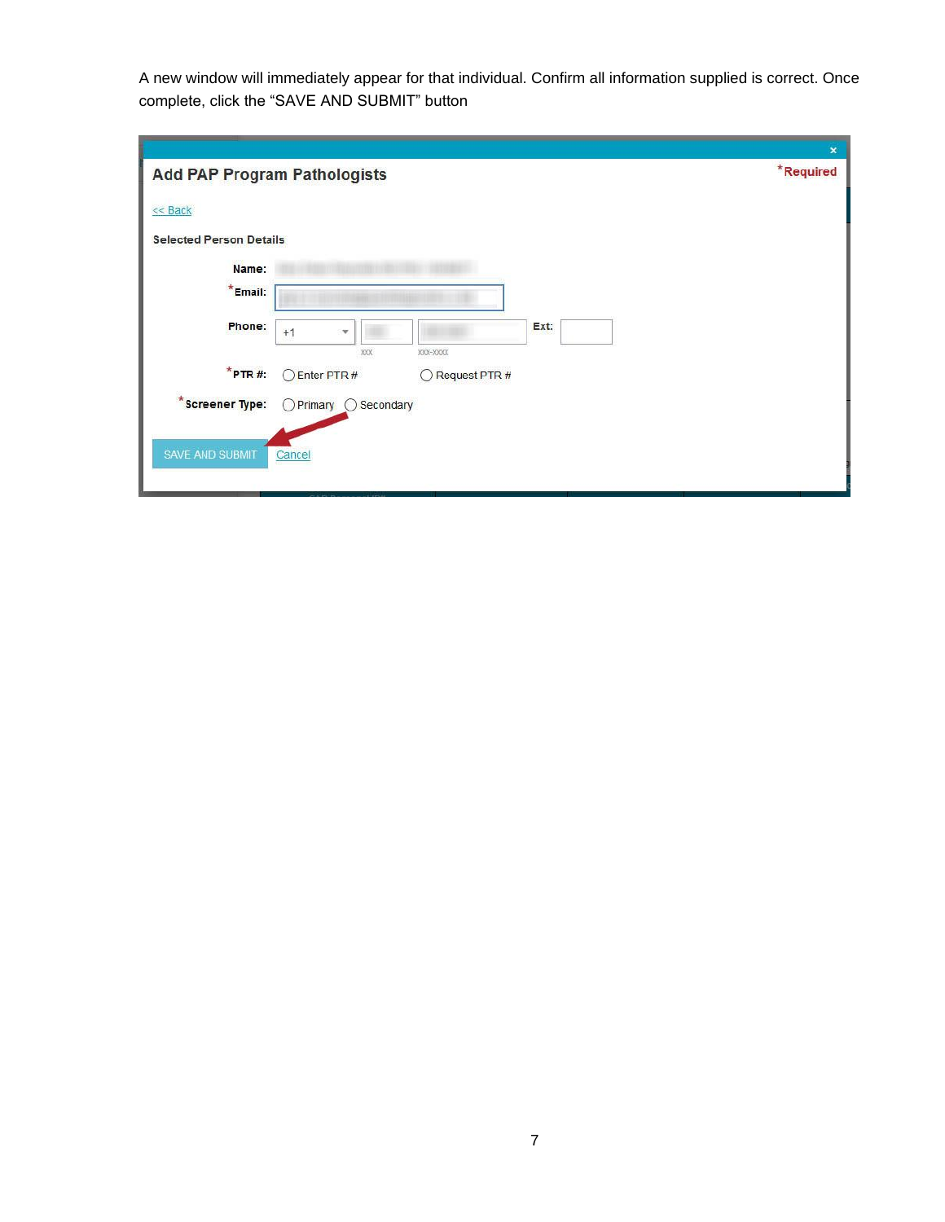A new window will immediately appear for that individual. Confirm all information supplied is correct. Once complete, click the “SAVE AND SUBMIT” button

**Add PAP Program Pathologists**

*Required

<< Back

**Selected Person Details**

**Name:**

***Email:**

**Phone:** +1 &nbsp;&nbsp; xxx &nbsp;&nbsp; xxx-xxxx &nbsp;&nbsp; **Ext:**

***PTR #:** ○ Enter PTR # &nbsp;&nbsp; ○ Request PTR #

***Screener Type:** ○ Primary ○ Secondary

SAVE AND SUBMIT &nbsp;&nbsp; Cancel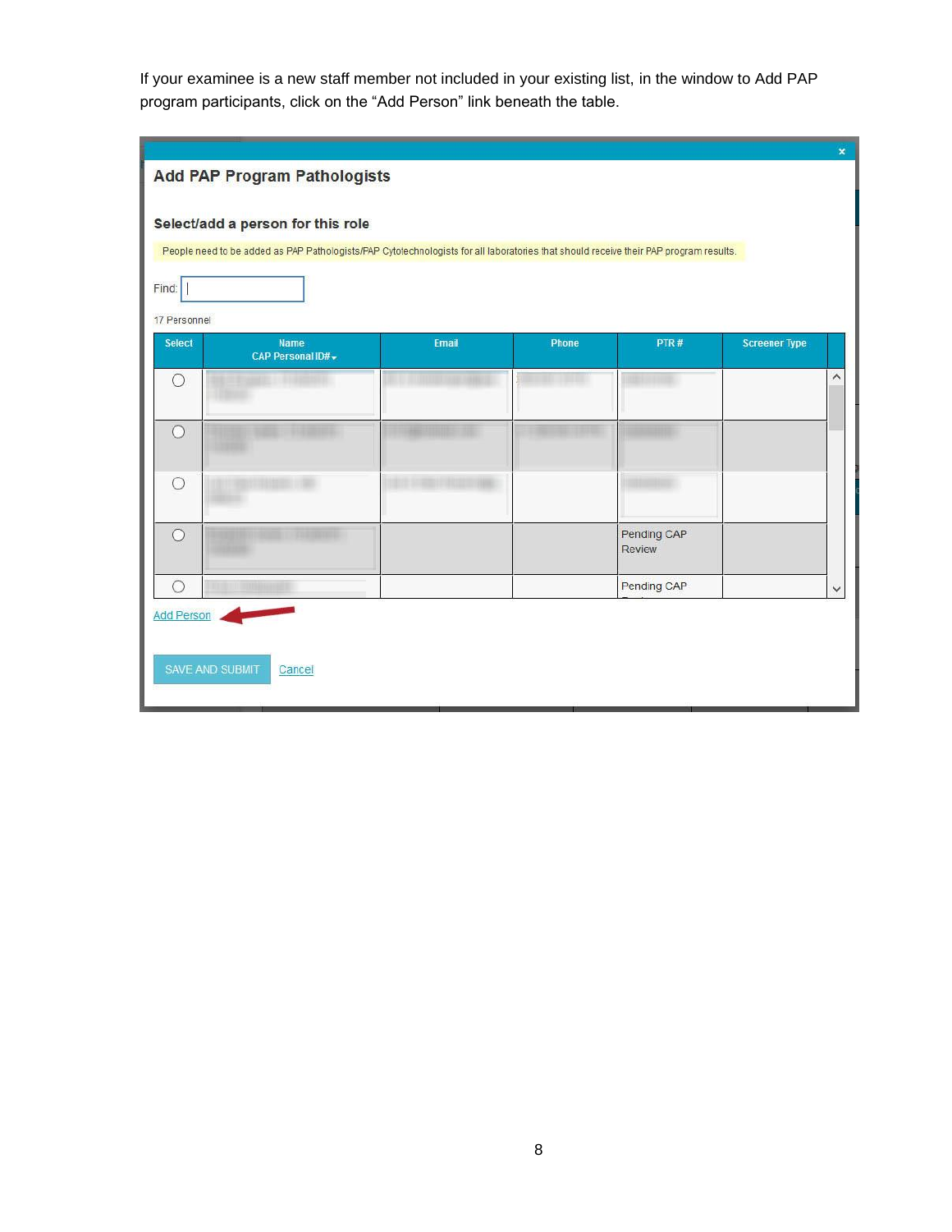If your examinee is a new staff member not included in your existing list, in the window to Add PAP program participants, click on the "Add Person" link beneath the table.

## Add PAP Program Pathologists

### Select/add a person for this role

People need to be added as PAP Pathologists/PAP Cytotechnologists for all laboratories that should receive their PAP program results.

Find:

17 Personnel

| Select | Name CAP Personal ID# | Email | Phone | PTR # | Screener Type |
|---|---|---|---|---|---|
| ○ | | | | | |
| ○ | | | | | |
| ○ | | | | | |
| ○ | | | | Pending CAP Review | |
| ○ | | | | Pending CAP | |

Add Person

SAVE AND SUBMIT  Cancel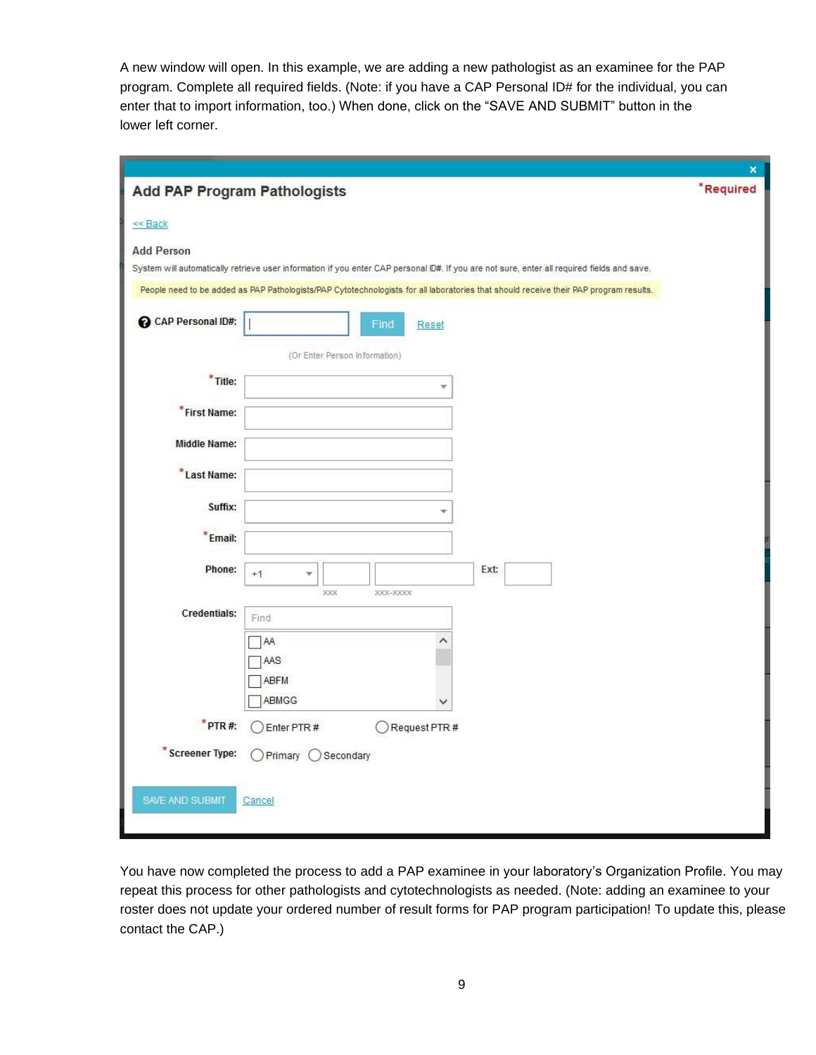A new window will open. In this example, we are adding a new pathologist as an examinee for the PAP program. Complete all required fields. (Note: if you have a CAP Personal ID# for the individual, you can enter that to import information, too.) When done, click on the "SAVE AND SUBMIT" button in the lower left corner.

Add PAP Program Pathologists

*Required

<< Back

Add Person

System will automatically retrieve user information if you enter CAP personal ID#. If you are not sure, enter all required fields and save.

People need to be added as PAP Pathologists/PAP Cytotechnologists for all laboratories that should receive their PAP program results.

CAP Personal ID#: Find Reset

(Or Enter Person Information)

*Title:

*First Name:

Middle Name:

*Last Name:

Suffix:

*Email:

Phone: +1 XXX XXX-XXXX Ext:

Credentials: Find

AA

AAS

ABFM

ABMGG

*PTR #: Enter PTR # Request PTR #

*Screener Type: Primary Secondary

SAVE AND SUBMIT Cancel

You have now completed the process to add a PAP examinee in your laboratory's Organization Profile. You may repeat this process for other pathologists and cytotechnologists as needed. (Note: adding an examinee to your roster does not update your ordered number of result forms for PAP program participation! To update this, please contact the CAP.)